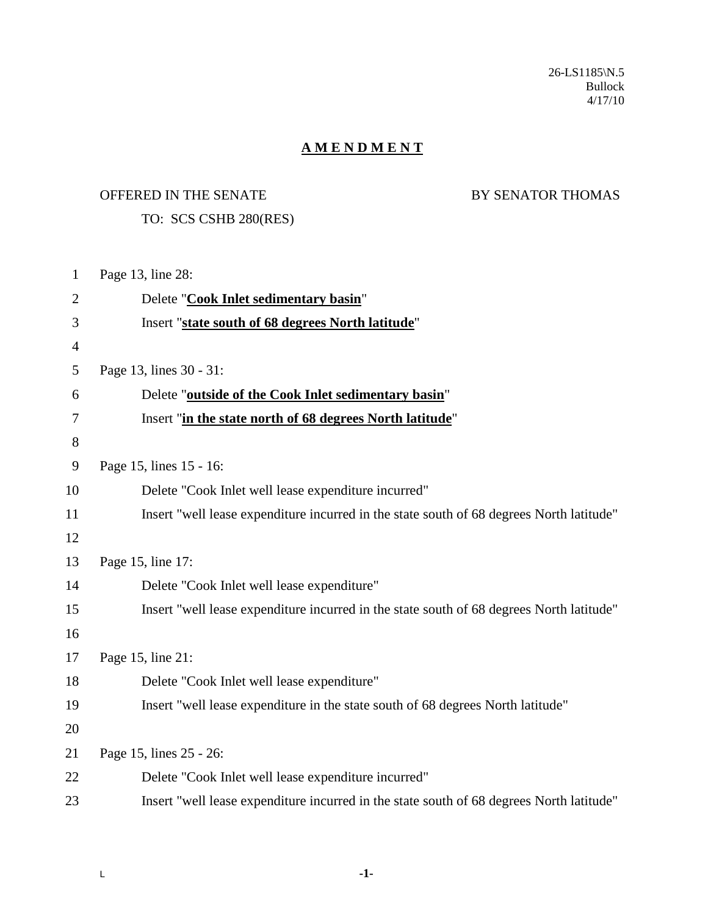26-LS1185\N.5
Bullock
4/17/10

# **A M E N D M E N T**

OFFERED IN THE SENATE BY SENATOR THOMAS

TO: SCS CSHB 280(RES)

1 Page 13, line 28:

2 Delete "**Cook Inlet sedimentary basin**"

3 Insert "**state south of 68 degrees North latitude**"

4

5 Page 13, lines 30 - 31:

6 Delete "**outside of the Cook Inlet sedimentary basin**"

7 Insert "**in the state north of 68 degrees North latitude**"

8

9 Page 15, lines 15 - 16:

10 Delete "Cook Inlet well lease expenditure incurred"

11 Insert "well lease expenditure incurred in the state south of 68 degrees North latitude"

12

13 Page 15, line 17:

14 Delete "Cook Inlet well lease expenditure"

15 Insert "well lease expenditure incurred in the state south of 68 degrees North latitude"

16

17 Page 15, line 21:

18 Delete "Cook Inlet well lease expenditure"

19 Insert "well lease expenditure in the state south of 68 degrees North latitude"

20

21 Page 15, lines 25 - 26:

22 Delete "Cook Inlet well lease expenditure incurred"

23 Insert "well lease expenditure incurred in the state south of 68 degrees North latitude"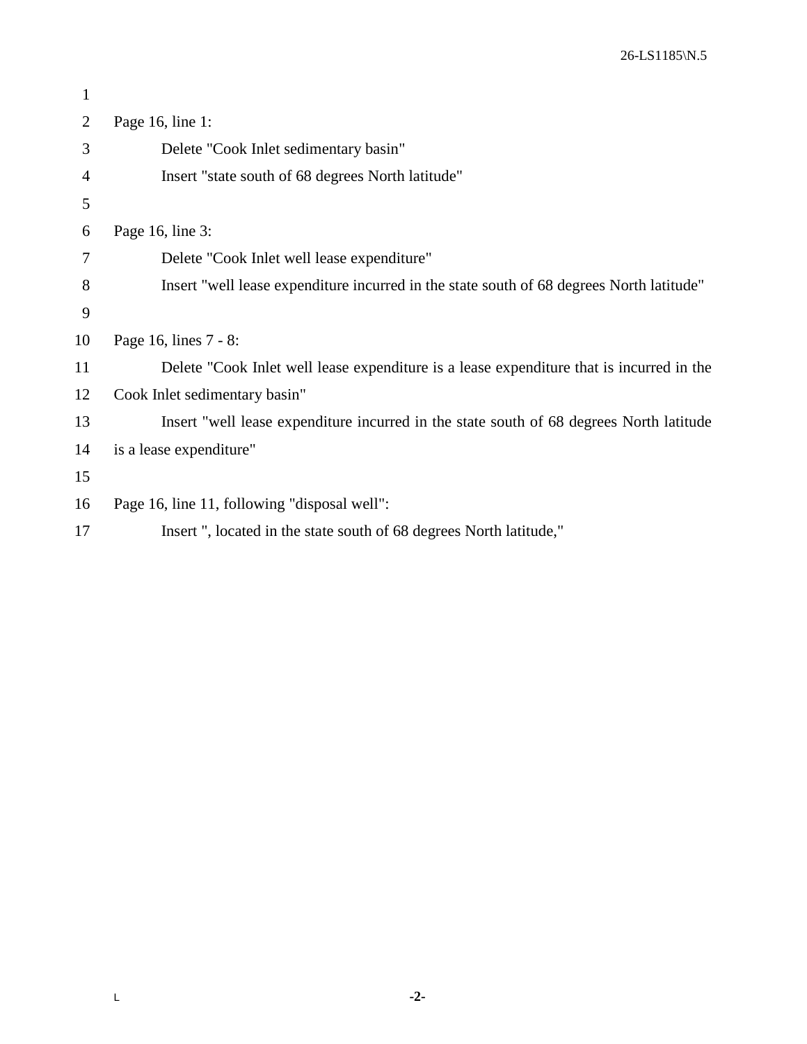Page 16, line 1:

Delete "Cook Inlet sedimentary basin"

Insert "state south of 68 degrees North latitude"

Page 16, line 3:

Delete "Cook Inlet well lease expenditure"

Insert "well lease expenditure incurred in the state south of 68 degrees North latitude"

Page 16, lines 7 - 8:

Delete "Cook Inlet well lease expenditure is a lease expenditure that is incurred in the Cook Inlet sedimentary basin"

Insert "well lease expenditure incurred in the state south of 68 degrees North latitude is a lease expenditure"

Page 16, line 11, following "disposal well":

Insert ", located in the state south of 68 degrees North latitude,"